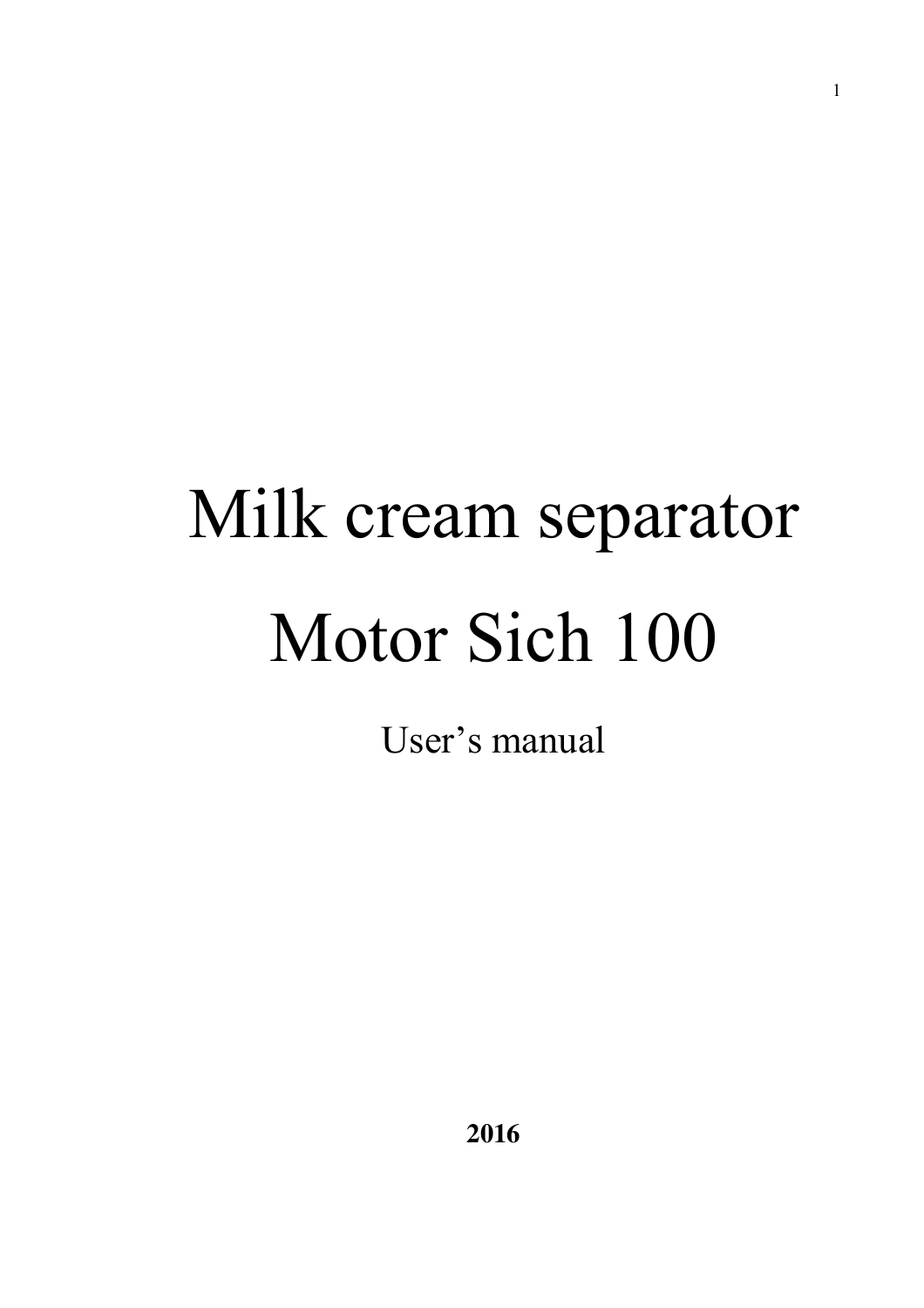# Milk cream separator

# Motor Sich 100

User's manual

**2016**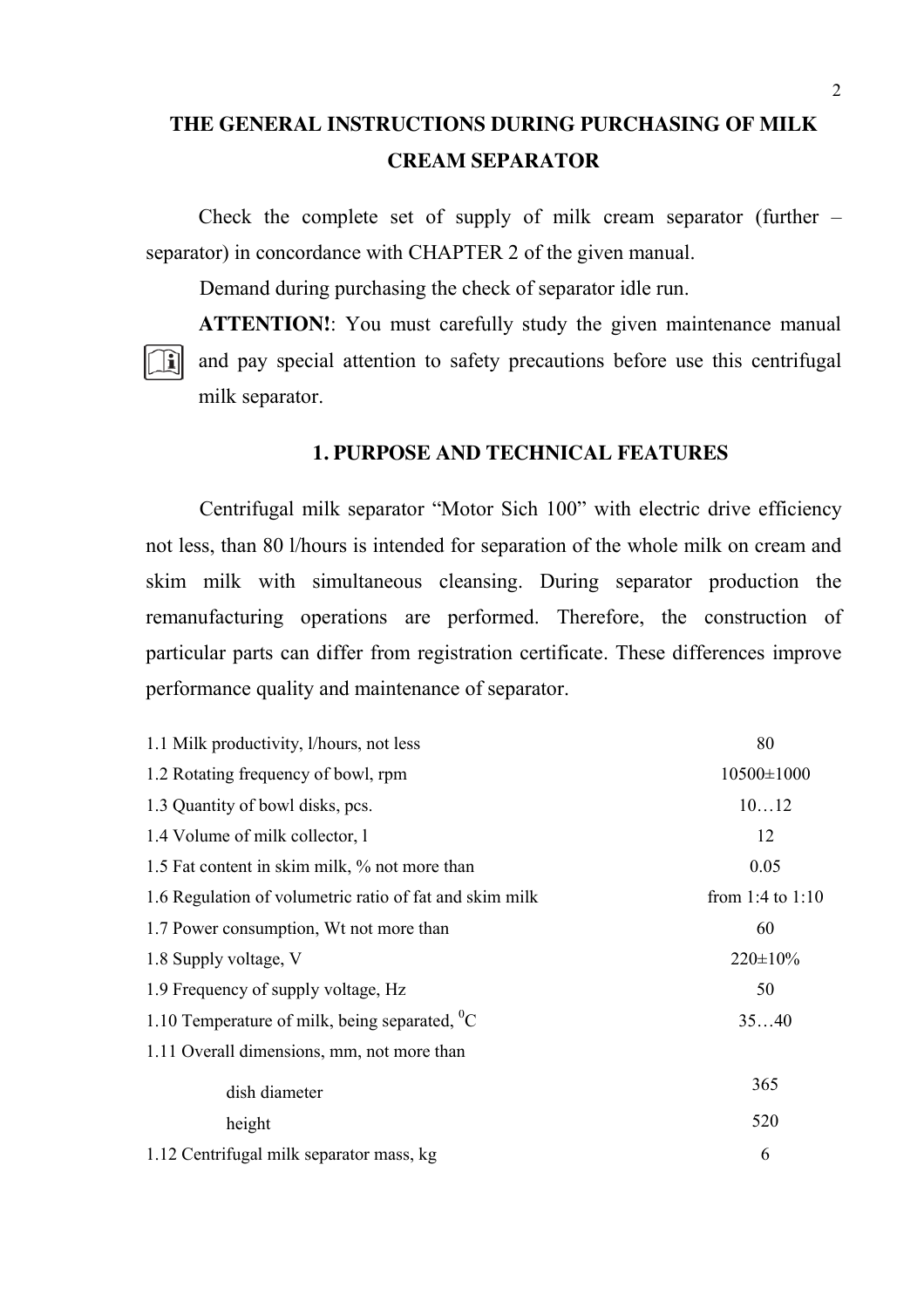# THE GENERAL INSTRUCTIONS DURING PURCHASING OF MILK CREAM SEPARATOR

Check the complete set of supply of milk cream separator (further – separator) in concordance with CHAPTER 2 of the given manual.

Demand during purchasing the check of separator idle run.

**ATTENTION!**: You must carefully study the given maintenance manual and pay special attention to safety precautions before use this centrifugal milk separator.

## 1. PURPOSE AND TECHNICAL FEATURES

Centrifugal milk separator "Motor Sich 100" with electric drive efficiency not less, than 80 l/hours is intended for separation of the whole milk on cream and skim milk with simultaneous cleansing. During separator production the remanufacturing operations are performed. Therefore, the construction of particular parts can differ from registration certificate. These differences improve performance quality and maintenance of separator.

| | |
|---|---|
| 1.1 Milk productivity, l/hours, not less | 80 |
| 1.2 Rotating frequency of bowl, rpm | 10500±1000 |
| 1.3 Quantity of bowl disks, pcs. | 10…12 |
| 1.4 Volume of milk collector, l | 12 |
| 1.5 Fat content in skim milk, % not more than | 0.05 |
| 1.6 Regulation of volumetric ratio of fat and skim milk | from 1:4 to 1:10 |
| 1.7 Power consumption, Wt not more than | 60 |
| 1.8 Supply voltage, V | 220±10% |
| 1.9 Frequency of supply voltage, Hz | 50 |
| 1.10 Temperature of milk, being separated, $^{0}C$ | 35…40 |
| 1.11 Overall dimensions, mm, not more than | |
| dish diameter | 365 |
| height | 520 |
| 1.12 Centrifugal milk separator mass, kg | 6 |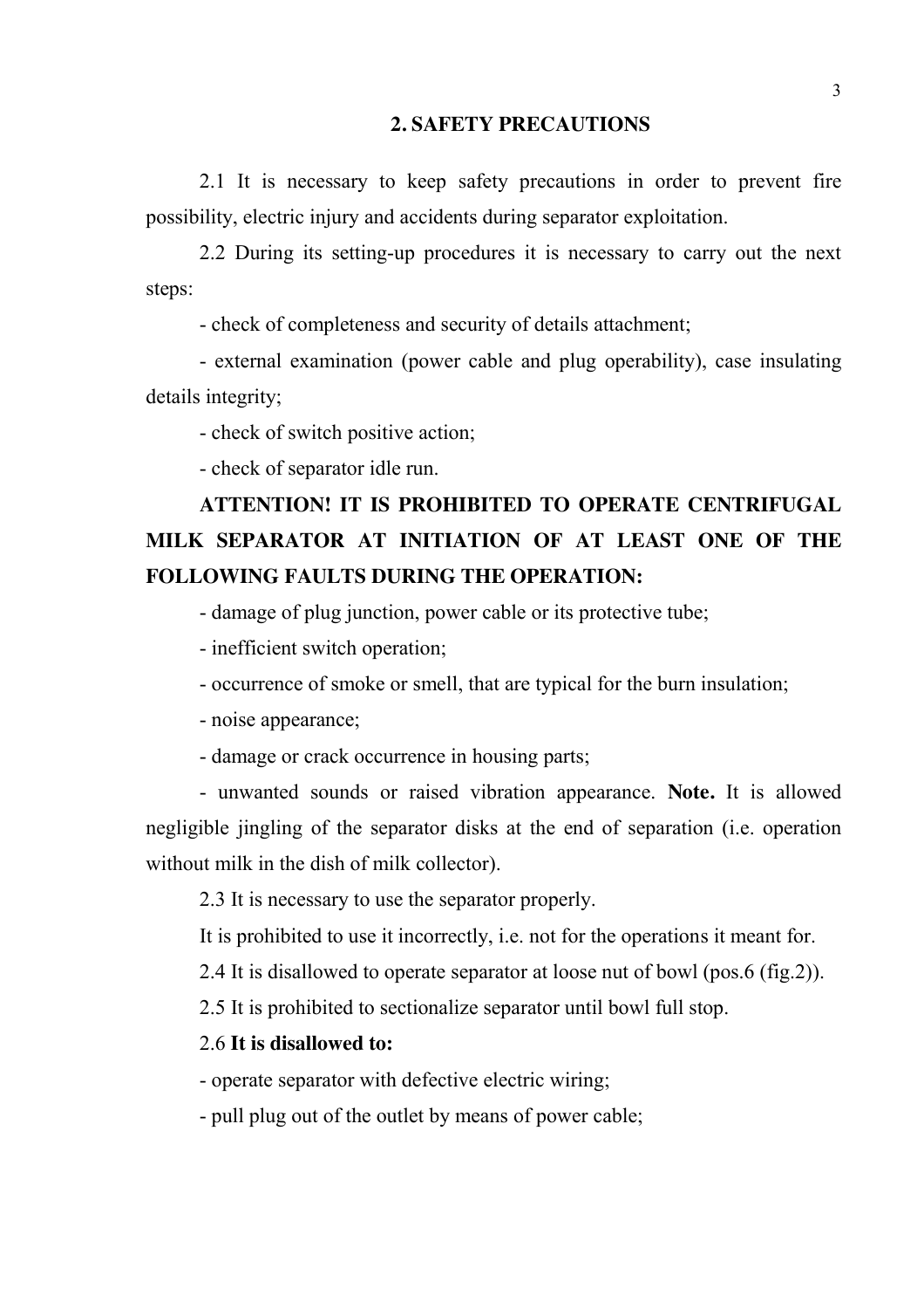## 2. SAFETY PRECAUTIONS

2.1 It is necessary to keep safety precautions in order to prevent fire possibility, electric injury and accidents during separator exploitation.

2.2 During its setting-up procedures it is necessary to carry out the next steps:

- check of completeness and security of details attachment;
- external examination (power cable and plug operability), case insulating details integrity;
- check of switch positive action;
- check of separator idle run.

**ATTENTION! IT IS PROHIBITED TO OPERATE CENTRIFUGAL MILK SEPARATOR AT INITIATION OF AT LEAST ONE OF THE FOLLOWING FAULTS DURING THE OPERATION:**

- damage of plug junction, power cable or its protective tube;
- inefficient switch operation;
- occurrence of smoke or smell, that are typical for the burn insulation;
- noise appearance;
- damage or crack occurrence in housing parts;
- unwanted sounds or raised vibration appearance. **Note.** It is allowed negligible jingling of the separator disks at the end of separation (i.e. operation without milk in the dish of milk collector).

2.3 It is necessary to use the separator properly.

It is prohibited to use it incorrectly, i.e. not for the operations it meant for.

2.4 It is disallowed to operate separator at loose nut of bowl (pos.6 (fig.2)).

2.5 It is prohibited to sectionalize separator until bowl full stop.

2.6 **It is disallowed to:**

- operate separator with defective electric wiring;
- pull plug out of the outlet by means of power cable;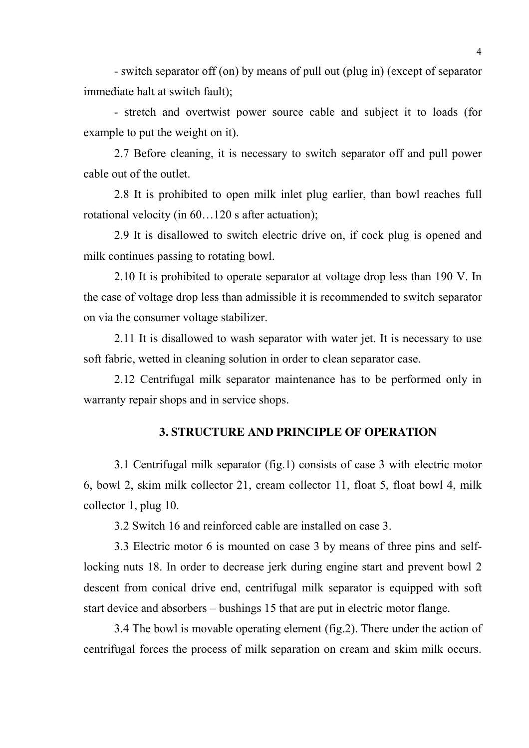- switch separator off (on) by means of pull out (plug in) (except of separator immediate halt at switch fault);

- stretch and overtwist power source cable and subject it to loads (for example to put the weight on it).

2.7 Before cleaning, it is necessary to switch separator off and pull power cable out of the outlet.

2.8 It is prohibited to open milk inlet plug earlier, than bowl reaches full rotational velocity (in 60…120 s after actuation);

2.9 It is disallowed to switch electric drive on, if cock plug is opened and milk continues passing to rotating bowl.

2.10 It is prohibited to operate separator at voltage drop less than 190 V. In the case of voltage drop less than admissible it is recommended to switch separator on via the consumer voltage stabilizer.

2.11 It is disallowed to wash separator with water jet. It is necessary to use soft fabric, wetted in cleaning solution in order to clean separator case.

2.12 Centrifugal milk separator maintenance has to be performed only in warranty repair shops and in service shops.

## 3. STRUCTURE AND PRINCIPLE OF OPERATION

3.1 Centrifugal milk separator (fig.1) consists of case 3 with electric motor 6, bowl 2, skim milk collector 21, cream collector 11, float 5, float bowl 4, milk collector 1, plug 10.

3.2 Switch 16 and reinforced cable are installed on case 3.

3.3 Electric motor 6 is mounted on case 3 by means of three pins and self-locking nuts 18. In order to decrease jerk during engine start and prevent bowl 2 descent from conical drive end, centrifugal milk separator is equipped with soft start device and absorbers – bushings 15 that are put in electric motor flange.

3.4 The bowl is movable operating element (fig.2). There under the action of centrifugal forces the process of milk separation on cream and skim milk occurs.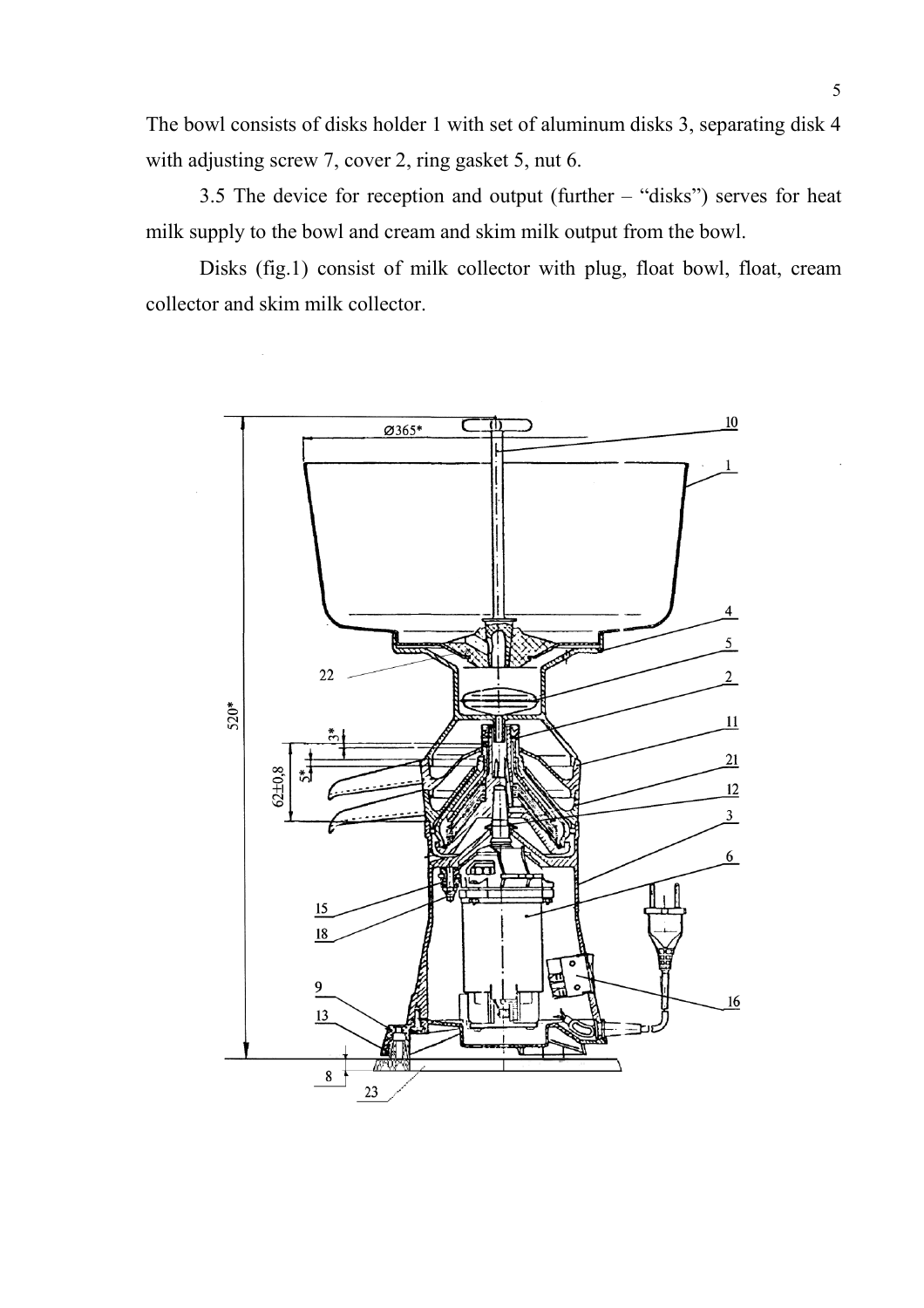The bowl consists of disks holder 1 with set of aluminum disks 3, separating disk 4 with adjusting screw 7, cover 2, ring gasket 5, nut 6.

3.5 The device for reception and output (further – "disks") serves for heat milk supply to the bowl and cream and skim milk output from the bowl.

Disks (fig.1) consist of milk collector with plug, float bowl, float, cream collector and skim milk collector.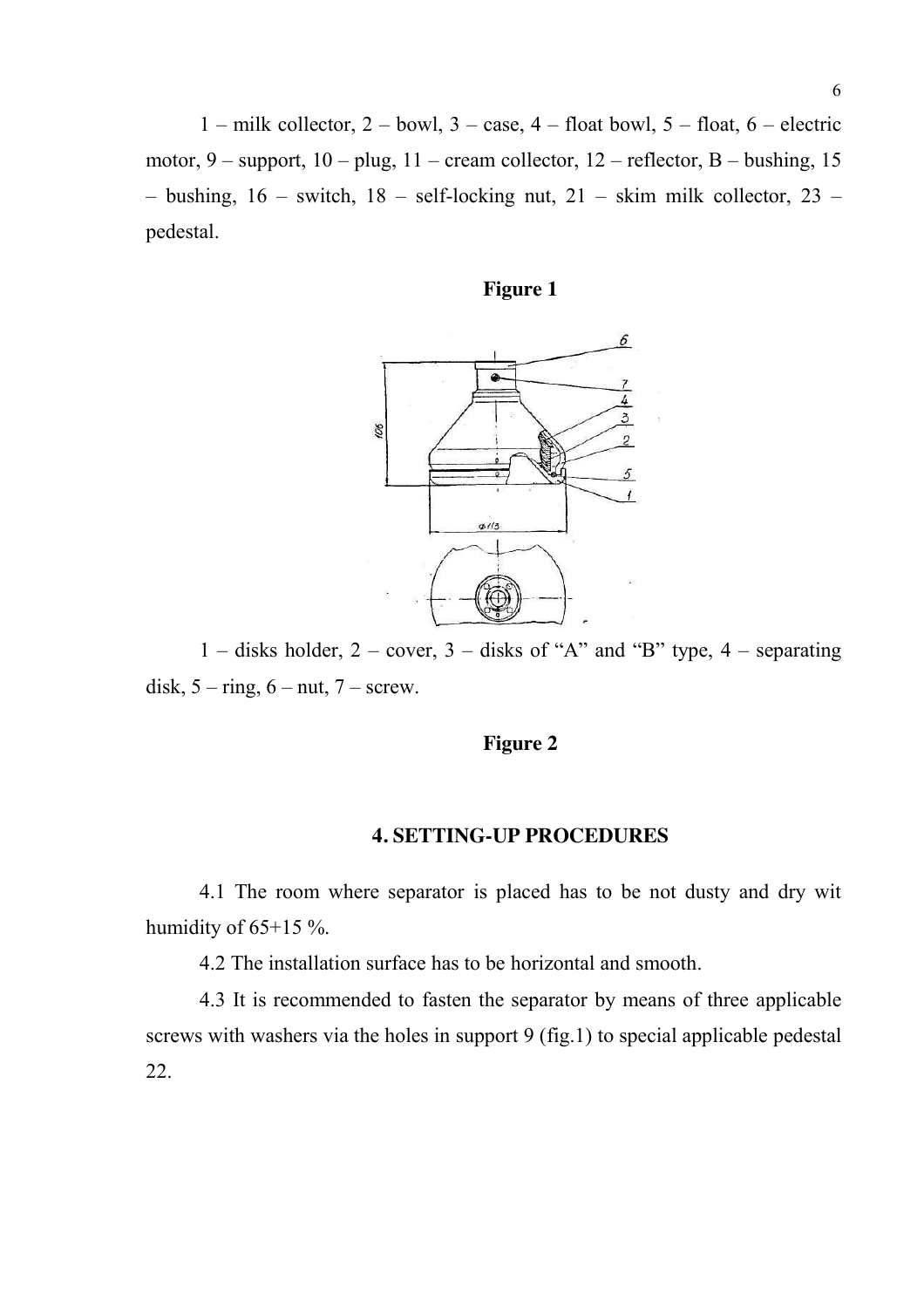1 – milk collector, 2 – bowl, 3 – case, 4 – float bowl, 5 – float, 6 – electric motor, 9 – support, 10 – plug, 11 – cream collector, 12 – reflector, B – bushing, 15 – bushing, 16 – switch, 18 – self-locking nut, 21 – skim milk collector, 23 – pedestal.

**Figure 1**

1 – disks holder, 2 – cover, 3 – disks of "A" and "B" type, 4 – separating disk, 5 – ring, 6 – nut, 7 – screw.

**Figure 2**

## 4. SETTING-UP PROCEDURES

4.1 The room where separator is placed has to be not dusty and dry wit humidity of 65+15 %.

4.2 The installation surface has to be horizontal and smooth.

4.3 It is recommended to fasten the separator by means of three applicable screws with washers via the holes in support 9 (fig.1) to special applicable pedestal 22.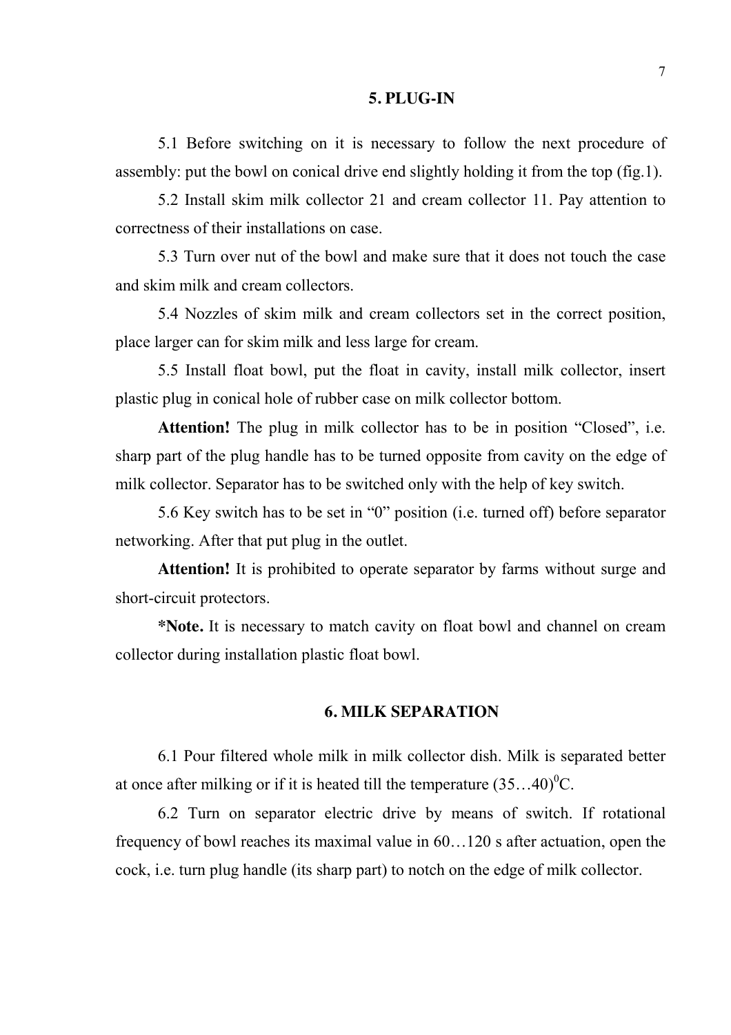## 5. PLUG-IN

5.1 Before switching on it is necessary to follow the next procedure of assembly: put the bowl on conical drive end slightly holding it from the top (fig.1).

5.2 Install skim milk collector 21 and cream collector 11. Pay attention to correctness of their installations on case.

5.3 Turn over nut of the bowl and make sure that it does not touch the case and skim milk and cream collectors.

5.4 Nozzles of skim milk and cream collectors set in the correct position, place larger can for skim milk and less large for cream.

5.5 Install float bowl, put the float in cavity, install milk collector, insert plastic plug in conical hole of rubber case on milk collector bottom.

**Attention!** The plug in milk collector has to be in position “Closed”, i.e. sharp part of the plug handle has to be turned opposite from cavity on the edge of milk collector. Separator has to be switched only with the help of key switch.

5.6 Key switch has to be set in “0” position (i.e. turned off) before separator networking. After that put plug in the outlet.

**Attention!** It is prohibited to operate separator by farms without surge and short-circuit protectors.

***Note.** It is necessary to match cavity on float bowl and channel on cream collector during installation plastic float bowl.

## 6. MILK SEPARATION

6.1 Pour filtered whole milk in milk collector dish. Milk is separated better at once after milking or if it is heated till the temperature $(35…40)^0$C.

6.2 Turn on separator electric drive by means of switch. If rotational frequency of bowl reaches its maximal value in 60…120 s after actuation, open the cock, i.e. turn plug handle (its sharp part) to notch on the edge of milk collector.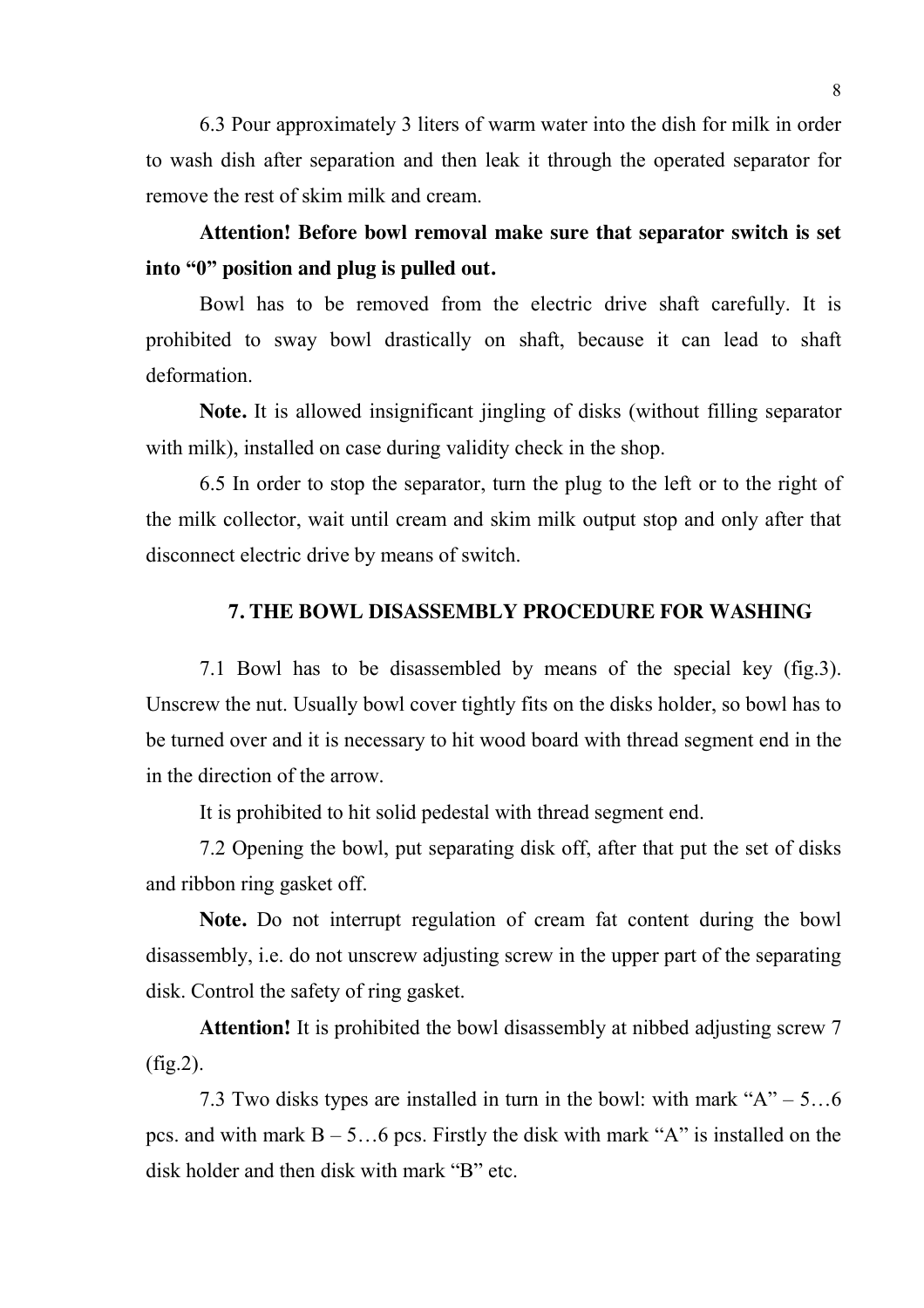6.3 Pour approximately 3 liters of warm water into the dish for milk in order to wash dish after separation and then leak it through the operated separator for remove the rest of skim milk and cream.

**Attention! Before bowl removal make sure that separator switch is set into "0" position and plug is pulled out.**

Bowl has to be removed from the electric drive shaft carefully. It is prohibited to sway bowl drastically on shaft, because it can lead to shaft deformation.

**Note.** It is allowed insignificant jingling of disks (without filling separator with milk), installed on case during validity check in the shop.

6.5 In order to stop the separator, turn the plug to the left or to the right of the milk collector, wait until cream and skim milk output stop and only after that disconnect electric drive by means of switch.

## 7. THE BOWL DISASSEMBLY PROCEDURE FOR WASHING

7.1 Bowl has to be disassembled by means of the special key (fig.3). Unscrew the nut. Usually bowl cover tightly fits on the disks holder, so bowl has to be turned over and it is necessary to hit wood board with thread segment end in the in the direction of the arrow.

It is prohibited to hit solid pedestal with thread segment end.

7.2 Opening the bowl, put separating disk off, after that put the set of disks and ribbon ring gasket off.

**Note.** Do not interrupt regulation of cream fat content during the bowl disassembly, i.e. do not unscrew adjusting screw in the upper part of the separating disk. Control the safety of ring gasket.

**Attention!** It is prohibited the bowl disassembly at nibbed adjusting screw 7 (fig.2).

7.3 Two disks types are installed in turn in the bowl: with mark "A" – 5…6 pcs. and with mark B – 5…6 pcs. Firstly the disk with mark "A" is installed on the disk holder and then disk with mark "B" etc.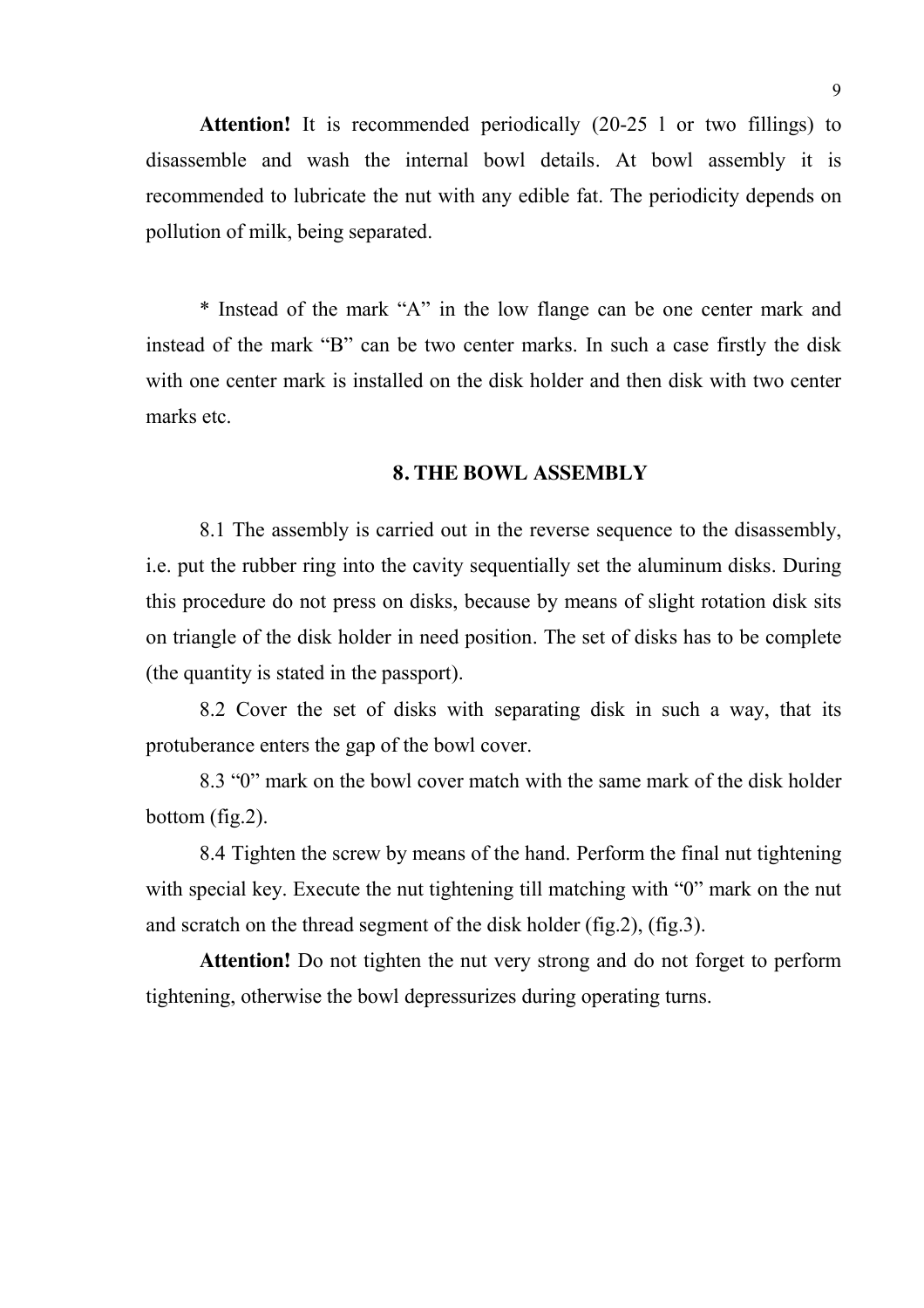**Attention!** It is recommended periodically (20-25 l or two fillings) to disassemble and wash the internal bowl details. At bowl assembly it is recommended to lubricate the nut with any edible fat. The periodicity depends on pollution of milk, being separated.

* Instead of the mark "A" in the low flange can be one center mark and instead of the mark "B" can be two center marks. In such a case firstly the disk with one center mark is installed on the disk holder and then disk with two center marks etc.

## 8. THE BOWL ASSEMBLY

8.1 The assembly is carried out in the reverse sequence to the disassembly, i.e. put the rubber ring into the cavity sequentially set the aluminum disks. During this procedure do not press on disks, because by means of slight rotation disk sits on triangle of the disk holder in need position. The set of disks has to be complete (the quantity is stated in the passport).

8.2 Cover the set of disks with separating disk in such a way, that its protuberance enters the gap of the bowl cover.

8.3 "0" mark on the bowl cover match with the same mark of the disk holder bottom (fig.2).

8.4 Tighten the screw by means of the hand. Perform the final nut tightening with special key. Execute the nut tightening till matching with "0" mark on the nut and scratch on the thread segment of the disk holder (fig.2), (fig.3).

**Attention!** Do not tighten the nut very strong and do not forget to perform tightening, otherwise the bowl depressurizes during operating turns.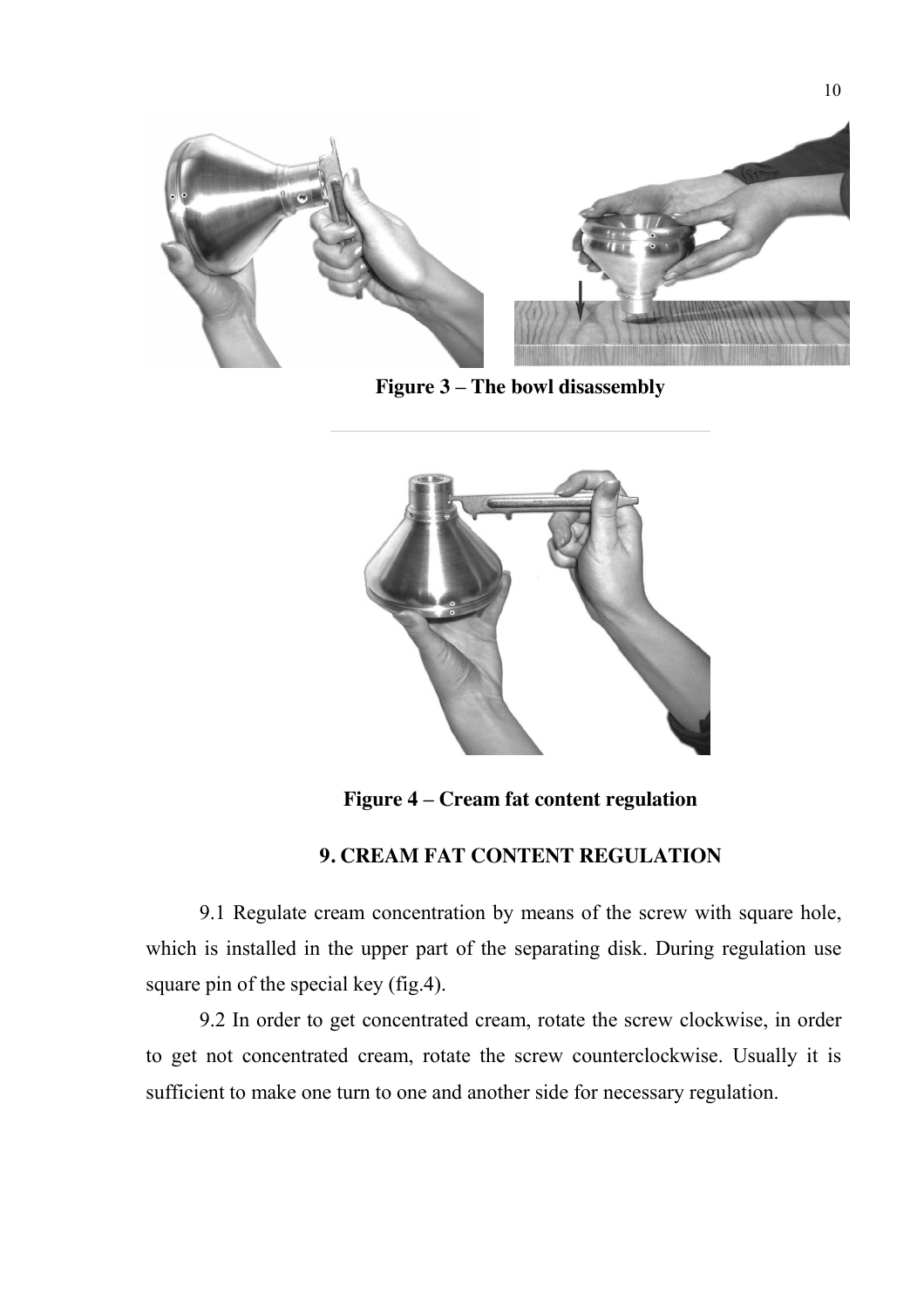**Figure 3 – The bowl disassembly**

**Figure 4 – Cream fat content regulation**

## 9. CREAM FAT CONTENT REGULATION

9.1 Regulate cream concentration by means of the screw with square hole, which is installed in the upper part of the separating disk. During regulation use square pin of the special key (fig.4).

9.2 In order to get concentrated cream, rotate the screw clockwise, in order to get not concentrated cream, rotate the screw counterclockwise. Usually it is sufficient to make one turn to one and another side for necessary regulation.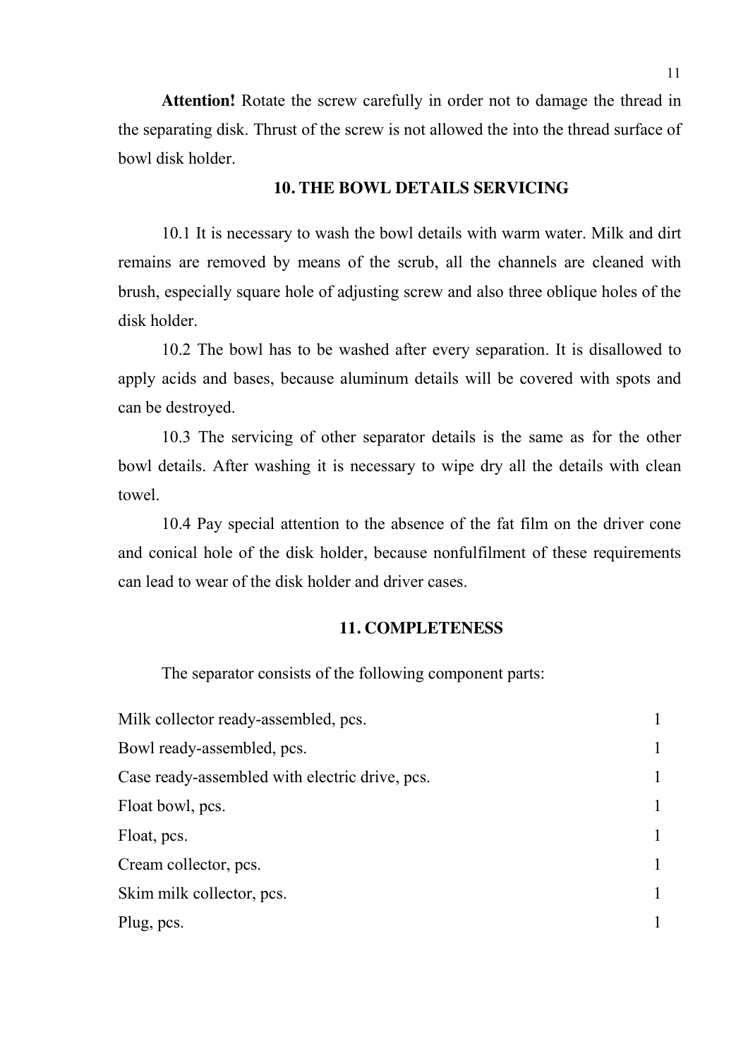**Attention!** Rotate the screw carefully in order not to damage the thread in the separating disk. Thrust of the screw is not allowed the into the thread surface of bowl disk holder.

## 10. THE BOWL DETAILS SERVICING

10.1 It is necessary to wash the bowl details with warm water. Milk and dirt remains are removed by means of the scrub, all the channels are cleaned with brush, especially square hole of adjusting screw and also three oblique holes of the disk holder.

10.2 The bowl has to be washed after every separation. It is disallowed to apply acids and bases, because aluminum details will be covered with spots and can be destroyed.

10.3 The servicing of other separator details is the same as for the other bowl details. After washing it is necessary to wipe dry all the details with clean towel.

10.4 Pay special attention to the absence of the fat film on the driver cone and conical hole of the disk holder, because nonfulfilment of these requirements can lead to wear of the disk holder and driver cases.

## 11. COMPLETENESS

The separator consists of the following component parts:

| | |
|---|---|
| Milk collector ready-assembled, pcs. | 1 |
| Bowl ready-assembled, pcs. | 1 |
| Case ready-assembled with electric drive, pcs. | 1 |
| Float bowl, pcs. | 1 |
| Float, pcs. | 1 |
| Cream collector, pcs. | 1 |
| Skim milk collector, pcs. | 1 |
| Plug, pcs. | 1 |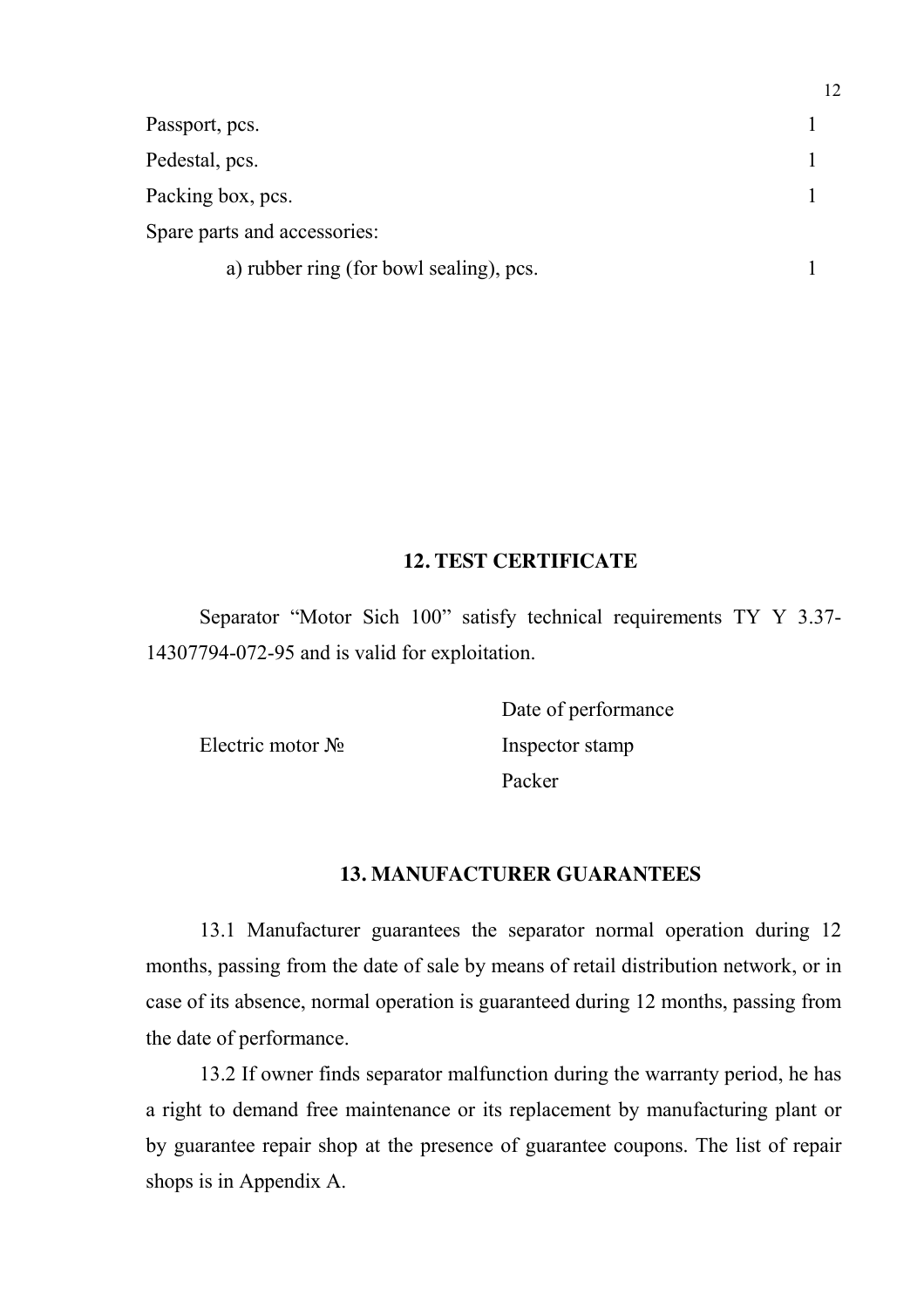| | |
|---|---|
| Passport, pcs. | 1 |
| Pedestal, pcs. | 1 |
| Packing box, pcs. | 1 |
| Spare parts and accessories: | |
| a) rubber ring (for bowl sealing), pcs. | 1 |

## 12. TEST CERTIFICATE

Separator “Motor Sich 100” satisfy technical requirements TY Y 3.37-14307794-072-95 and is valid for exploitation.

| | |
|---|---|
| | Date of performance |
| Electric motor № | Inspector stamp |
| | Packer |

## 13. MANUFACTURER GUARANTEES

13.1 Manufacturer guarantees the separator normal operation during 12 months, passing from the date of sale by means of retail distribution network, or in case of its absence, normal operation is guaranteed during 12 months, passing from the date of performance.

13.2 If owner finds separator malfunction during the warranty period, he has a right to demand free maintenance or its replacement by manufacturing plant or by guarantee repair shop at the presence of guarantee coupons. The list of repair shops is in Appendix A.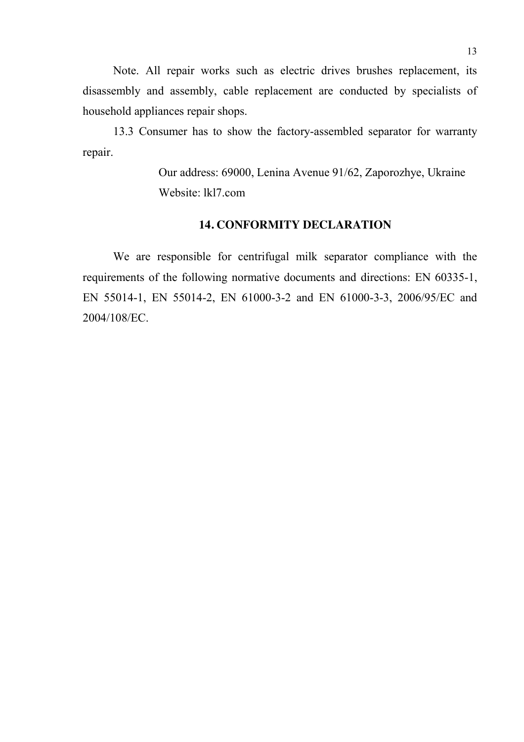Note. All repair works such as electric drives brushes replacement, its disassembly and assembly, cable replacement are conducted by specialists of household appliances repair shops.

13.3 Consumer has to show the factory-assembled separator for warranty repair.

Our address: 69000, Lenina Avenue 91/62, Zaporozhye, Ukraine
Website: lkl7.com

## 14. CONFORMITY DECLARATION

We are responsible for centrifugal milk separator compliance with the requirements of the following normative documents and directions: EN 60335-1, EN 55014-1, EN 55014-2, EN 61000-3-2 and EN 61000-3-3, 2006/95/EC and 2004/108/EC.